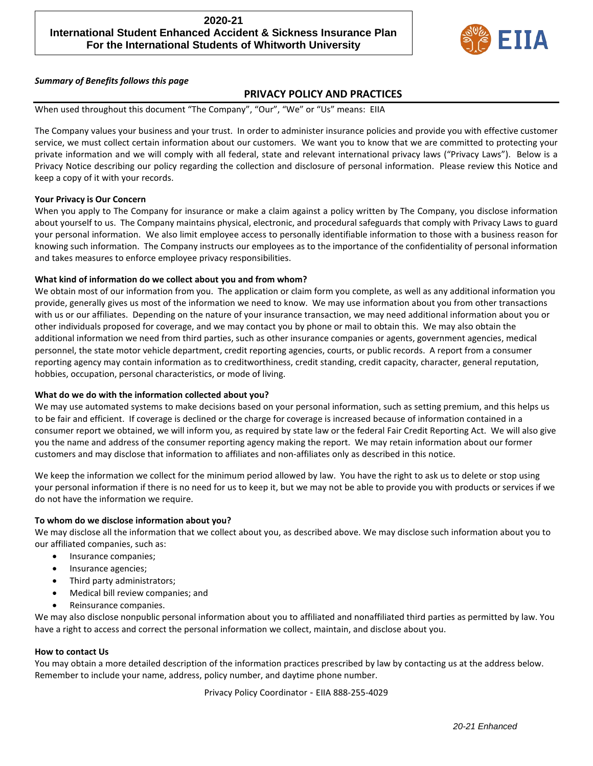# 2020-21
# International Student Enhanced Accident & Sickness Insurance Plan
# For the International Students of Whitworth University

EIIA

*Summary of Benefits follows this page*

## PRIVACY POLICY AND PRACTICES

When used throughout this document "The Company", "Our", "We" or "Us" means: EIIA

The Company values your business and your trust. In order to administer insurance policies and provide you with effective customer service, we must collect certain information about our customers. We want you to know that we are committed to protecting your private information and we will comply with all federal, state and relevant international privacy laws ("Privacy Laws"). Below is a Privacy Notice describing our policy regarding the collection and disclosure of personal information. Please review this Notice and keep a copy of it with your records.

**Your Privacy is Our Concern**

When you apply to The Company for insurance or make a claim against a policy written by The Company, you disclose information about yourself to us. The Company maintains physical, electronic, and procedural safeguards that comply with Privacy Laws to guard your personal information. We also limit employee access to personally identifiable information to those with a business reason for knowing such information. The Company instructs our employees as to the importance of the confidentiality of personal information and takes measures to enforce employee privacy responsibilities.

**What kind of information do we collect about you and from whom?**

We obtain most of our information from you. The application or claim form you complete, as well as any additional information you provide, generally gives us most of the information we need to know. We may use information about you from other transactions with us or our affiliates. Depending on the nature of your insurance transaction, we may need additional information about you or other individuals proposed for coverage, and we may contact you by phone or mail to obtain this. We may also obtain the additional information we need from third parties, such as other insurance companies or agents, government agencies, medical personnel, the state motor vehicle department, credit reporting agencies, courts, or public records. A report from a consumer reporting agency may contain information as to creditworthiness, credit standing, credit capacity, character, general reputation, hobbies, occupation, personal characteristics, or mode of living.

**What do we do with the information collected about you?**

We may use automated systems to make decisions based on your personal information, such as setting premium, and this helps us to be fair and efficient. If coverage is declined or the charge for coverage is increased because of information contained in a consumer report we obtained, we will inform you, as required by state law or the federal Fair Credit Reporting Act. We will also give you the name and address of the consumer reporting agency making the report. We may retain information about our former customers and may disclose that information to affiliates and non-affiliates only as described in this notice.

We keep the information we collect for the minimum period allowed by law. You have the right to ask us to delete or stop using your personal information if there is no need for us to keep it, but we may not be able to provide you with products or services if we do not have the information we require.

**To whom do we disclose information about you?**

We may disclose all the information that we collect about you, as described above. We may disclose such information about you to our affiliated companies, such as:

- Insurance companies;
- Insurance agencies;
- Third party administrators;
- Medical bill review companies; and
- Reinsurance companies.

We may also disclose nonpublic personal information about you to affiliated and nonaffiliated third parties as permitted by law. You have a right to access and correct the personal information we collect, maintain, and disclose about you.

**How to contact Us**

You may obtain a more detailed description of the information practices prescribed by law by contacting us at the address below. Remember to include your name, address, policy number, and daytime phone number.

Privacy Policy Coordinator - EIIA 888-255-4029

*20-21 Enhanced*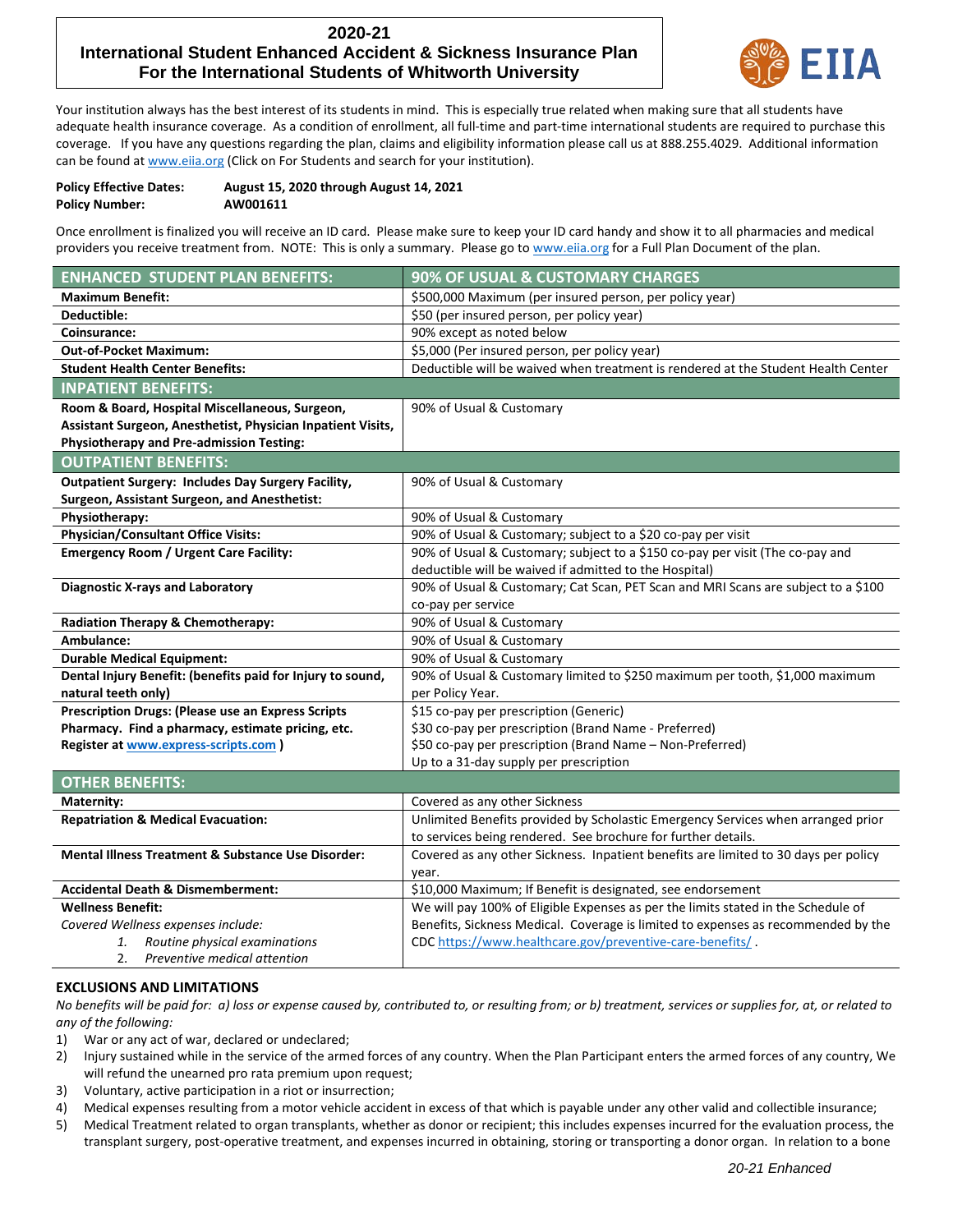## 2020-21
## International Student Enhanced Accident & Sickness Insurance Plan
## For the International Students of Whitworth University

Your institution always has the best interest of its students in mind. This is especially true related when making sure that all students have adequate health insurance coverage. As a condition of enrollment, all full-time and part-time international students are required to purchase this coverage. If you have any questions regarding the plan, claims and eligibility information please call us at 888.255.4029. Additional information can be found at www.eiia.org (Click on For Students and search for your institution).

**Policy Effective Dates:** **August 15, 2020 through August 14, 2021**
**Policy Number:** **AW001611**

Once enrollment is finalized you will receive an ID card. Please make sure to keep your ID card handy and show it to all pharmacies and medical providers you receive treatment from. NOTE: This is only a summary. Please go to www.eiia.org for a Full Plan Document of the plan.

| ENHANCED STUDENT PLAN BENEFITS: | 90% OF USUAL & CUSTOMARY CHARGES |
|---|---|
| **Maximum Benefit:** | $500,000 Maximum (per insured person, per policy year) |
| **Deductible:** | $50 (per insured person, per policy year) |
| **Coinsurance:** | 90% except as noted below |
| **Out-of-Pocket Maximum:** | $5,000 (Per insured person, per policy year) |
| **Student Health Center Benefits:** | Deductible will be waived when treatment is rendered at the Student Health Center |
| **INPATIENT BENEFITS:** | |
| **Room & Board, Hospital Miscellaneous, Surgeon, Assistant Surgeon, Anesthetist, Physician Inpatient Visits, Physiotherapy and Pre-admission Testing:** | 90% of Usual & Customary |
| **OUTPATIENT BENEFITS:** | |
| **Outpatient Surgery: Includes Day Surgery Facility, Surgeon, Assistant Surgeon, and Anesthetist:** | 90% of Usual & Customary |
| **Physiotherapy:** | 90% of Usual & Customary |
| **Physician/Consultant Office Visits:** | 90% of Usual & Customary; subject to a $20 co-pay per visit |
| **Emergency Room / Urgent Care Facility:** | 90% of Usual & Customary; subject to a $150 co-pay per visit (The co-pay and deductible will be waived if admitted to the Hospital) |
| **Diagnostic X-rays and Laboratory** | 90% of Usual & Customary; Cat Scan, PET Scan and MRI Scans are subject to a $100 co-pay per service |
| **Radiation Therapy & Chemotherapy:** | 90% of Usual & Customary |
| **Ambulance:** | 90% of Usual & Customary |
| **Durable Medical Equipment:** | 90% of Usual & Customary |
| **Dental Injury Benefit: (benefits paid for Injury to sound, natural teeth only)** | 90% of Usual & Customary limited to $250 maximum per tooth, $1,000 maximum per Policy Year. |
| **Prescription Drugs: (Please use an Express Scripts Pharmacy. Find a pharmacy, estimate pricing, etc. Register at www.express-scripts.com )** | $15 co-pay per prescription (Generic)<br>$30 co-pay per prescription (Brand Name - Preferred)<br>$50 co-pay per prescription (Brand Name – Non-Preferred)<br>Up to a 31-day supply per prescription |
| **OTHER BENEFITS:** | |
| **Maternity:** | Covered as any other Sickness |
| **Repatriation & Medical Evacuation:** | Unlimited Benefits provided by Scholastic Emergency Services when arranged prior to services being rendered. See brochure for further details. |
| **Mental Illness Treatment & Substance Use Disorder:** | Covered as any other Sickness. Inpatient benefits are limited to 30 days per policy year. |
| **Accidental Death & Dismemberment:** | $10,000 Maximum; If Benefit is designated, see endorsement |
| **Wellness Benefit:**<br>*Covered Wellness expenses include:*<br>1. *Routine physical examinations*<br>2. *Preventive medical attention* | We will pay 100% of Eligible Expenses as per the limits stated in the Schedule of Benefits, Sickness Medical. Coverage is limited to expenses as recommended by the CDC https://www.healthcare.gov/preventive-care-benefits/ . |

### EXCLUSIONS AND LIMITATIONS

*No benefits will be paid for: a) loss or expense caused by, contributed to, or resulting from; or b) treatment, services or supplies for, at, or related to any of the following:*

1) War or any act of war, declared or undeclared;
2) Injury sustained while in the service of the armed forces of any country. When the Plan Participant enters the armed forces of any country, We will refund the unearned pro rata premium upon request;
3) Voluntary, active participation in a riot or insurrection;
4) Medical expenses resulting from a motor vehicle accident in excess of that which is payable under any other valid and collectible insurance;
5) Medical Treatment related to organ transplants, whether as donor or recipient; this includes expenses incurred for the evaluation process, the transplant surgery, post-operative treatment, and expenses incurred in obtaining, storing or transporting a donor organ. In relation to a bone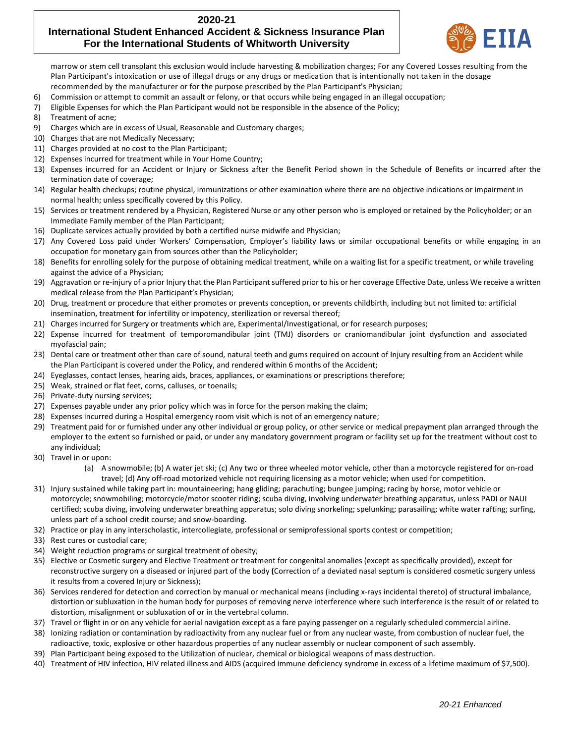marrow or stem cell transplant this exclusion would include harvesting & mobilization charges; For any Covered Losses resulting from the Plan Participant's intoxication or use of illegal drugs or any drugs or medication that is intentionally not taken in the dosage recommended by the manufacturer or for the purpose prescribed by the Plan Participant's Physician;

6) Commission or attempt to commit an assault or felony, or that occurs while being engaged in an illegal occupation;
7) Eligible Expenses for which the Plan Participant would not be responsible in the absence of the Policy;
8) Treatment of acne;
9) Charges which are in excess of Usual, Reasonable and Customary charges;
10) Charges that are not Medically Necessary;
11) Charges provided at no cost to the Plan Participant;
12) Expenses incurred for treatment while in Your Home Country;
13) Expenses incurred for an Accident or Injury or Sickness after the Benefit Period shown in the Schedule of Benefits or incurred after the termination date of coverage;
14) Regular health checkups; routine physical, immunizations or other examination where there are no objective indications or impairment in normal health; unless specifically covered by this Policy.
15) Services or treatment rendered by a Physician, Registered Nurse or any other person who is employed or retained by the Policyholder; or an Immediate Family member of the Plan Participant;
16) Duplicate services actually provided by both a certified nurse midwife and Physician;
17) Any Covered Loss paid under Workers' Compensation, Employer's liability laws or similar occupational benefits or while engaging in an occupation for monetary gain from sources other than the Policyholder;
18) Benefits for enrolling solely for the purpose of obtaining medical treatment, while on a waiting list for a specific treatment, or while traveling against the advice of a Physician;
19) Aggravation or re-injury of a prior Injury that the Plan Participant suffered prior to his or her coverage Effective Date, unless We receive a written medical release from the Plan Participant's Physician;
20) Drug, treatment or procedure that either promotes or prevents conception, or prevents childbirth, including but not limited to: artificial insemination, treatment for infertility or impotency, sterilization or reversal thereof;
21) Charges incurred for Surgery or treatments which are, Experimental/Investigational, or for research purposes;
22) Expense incurred for treatment of temporomandibular joint (TMJ) disorders or craniomandibular joint dysfunction and associated myofascial pain;
23) Dental care or treatment other than care of sound, natural teeth and gums required on account of Injury resulting from an Accident while the Plan Participant is covered under the Policy, and rendered within 6 months of the Accident;
24) Eyeglasses, contact lenses, hearing aids, braces, appliances, or examinations or prescriptions therefore;
25) Weak, strained or flat feet, corns, calluses, or toenails;
26) Private-duty nursing services;
27) Expenses payable under any prior policy which was in force for the person making the claim;
28) Expenses incurred during a Hospital emergency room visit which is not of an emergency nature;
29) Treatment paid for or furnished under any other individual or group policy, or other service or medical prepayment plan arranged through the employer to the extent so furnished or paid, or under any mandatory government program or facility set up for the treatment without cost to any individual;
30) Travel in or upon:
    (a) A snowmobile; (b) A water jet ski; (c) Any two or three wheeled motor vehicle, other than a motorcycle registered for on-road travel; (d) Any off-road motorized vehicle not requiring licensing as a motor vehicle; when used for competition.
31) Injury sustained while taking part in: mountaineering; hang gliding; parachuting; bungee jumping; racing by horse, motor vehicle or motorcycle; snowmobiling; motorcycle/motor scooter riding; scuba diving, involving underwater breathing apparatus, unless PADI or NAUI certified; scuba diving, involving underwater breathing apparatus; solo diving snorkeling; spelunking; parasailing; white water rafting; surfing, unless part of a school credit course; and snow-boarding.
32) Practice or play in any interscholastic, intercollegiate, professional or semiprofessional sports contest or competition;
33) Rest cures or custodial care;
34) Weight reduction programs or surgical treatment of obesity;
35) Elective or Cosmetic surgery and Elective Treatment or treatment for congenital anomalies (except as specifically provided), except for reconstructive surgery on a diseased or injured part of the body **(**Correction of a deviated nasal septum is considered cosmetic surgery unless it results from a covered Injury or Sickness);
36) Services rendered for detection and correction by manual or mechanical means (including x-rays incidental thereto) of structural imbalance, distortion or subluxation in the human body for purposes of removing nerve interference where such interference is the result of or related to distortion, misalignment or subluxation of or in the vertebral column.
37) Travel or flight in or on any vehicle for aerial navigation except as a fare paying passenger on a regularly scheduled commercial airline.
38) Ionizing radiation or contamination by radioactivity from any nuclear fuel or from any nuclear waste, from combustion of nuclear fuel, the radioactive, toxic, explosive or other hazardous properties of any nuclear assembly or nuclear component of such assembly.
39) Plan Participant being exposed to the Utilization of nuclear, chemical or biological weapons of mass destruction.
40) Treatment of HIV infection, HIV related illness and AIDS (acquired immune deficiency syndrome in excess of a lifetime maximum of $7,500).